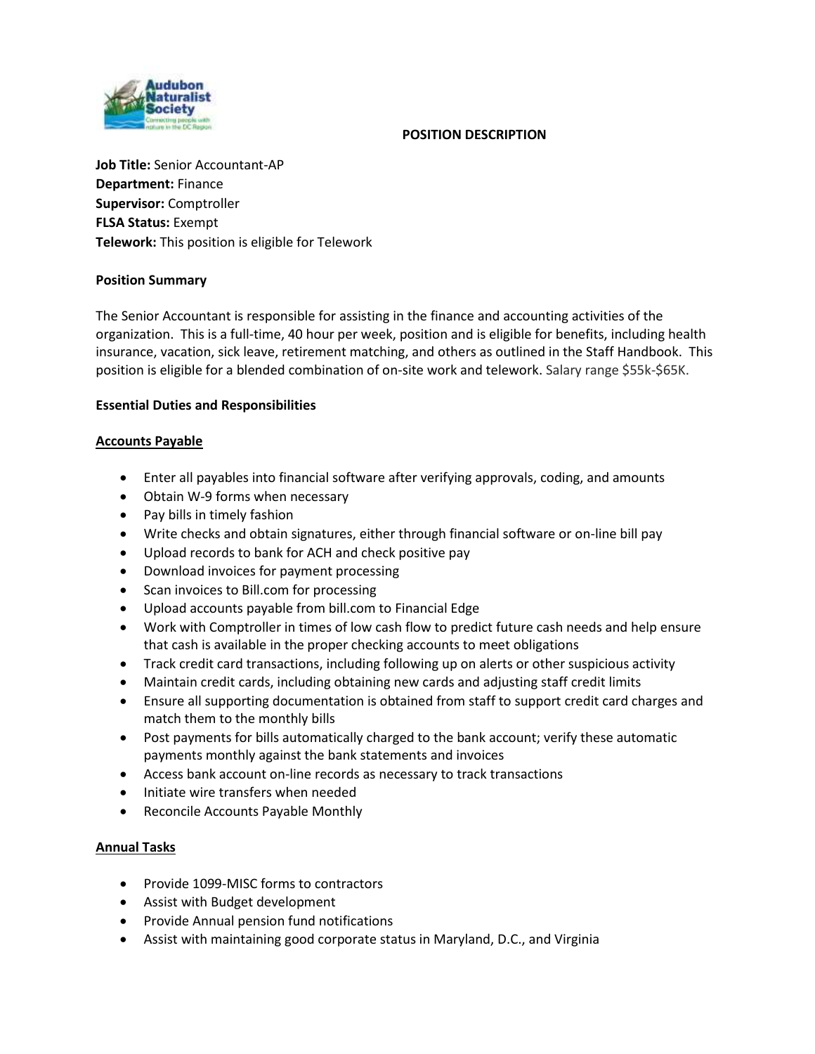# POSITION DESCRIPTION

**Job Title:** Senior Accountant-AP
**Department:** Finance
**Supervisor:** Comptroller
**FLSA Status:** Exempt
**Telework:** This position is eligible for Telework

## Position Summary

The Senior Accountant is responsible for assisting in the finance and accounting activities of the organization. This is a full-time, 40 hour per week, position and is eligible for benefits, including health insurance, vacation, sick leave, retirement matching, and others as outlined in the Staff Handbook. This position is eligible for a blended combination of on-site work and telework. Salary range $55k-$65K.

## Essential Duties and Responsibilities

### Accounts Payable

- Enter all payables into financial software after verifying approvals, coding, and amounts
- Obtain W-9 forms when necessary
- Pay bills in timely fashion
- Write checks and obtain signatures, either through financial software or on-line bill pay
- Upload records to bank for ACH and check positive pay
- Download invoices for payment processing
- Scan invoices to Bill.com for processing
- Upload accounts payable from bill.com to Financial Edge
- Work with Comptroller in times of low cash flow to predict future cash needs and help ensure that cash is available in the proper checking accounts to meet obligations
- Track credit card transactions, including following up on alerts or other suspicious activity
- Maintain credit cards, including obtaining new cards and adjusting staff credit limits
- Ensure all supporting documentation is obtained from staff to support credit card charges and match them to the monthly bills
- Post payments for bills automatically charged to the bank account; verify these automatic payments monthly against the bank statements and invoices
- Access bank account on-line records as necessary to track transactions
- Initiate wire transfers when needed
- Reconcile Accounts Payable Monthly

### Annual Tasks

- Provide 1099-MISC forms to contractors
- Assist with Budget development
- Provide Annual pension fund notifications
- Assist with maintaining good corporate status in Maryland, D.C., and Virginia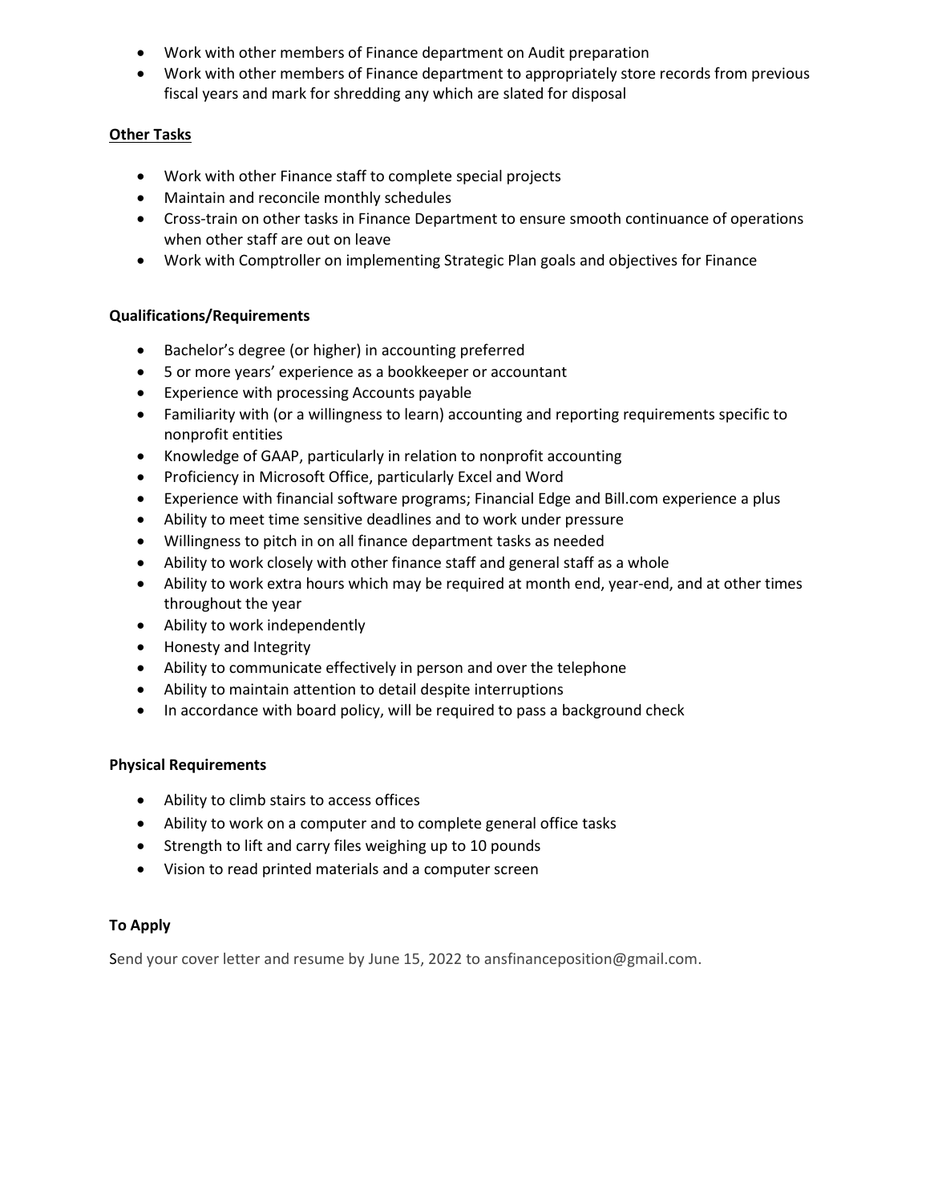- Work with other members of Finance department on Audit preparation
- Work with other members of Finance department to appropriately store records from previous fiscal years and mark for shredding any which are slated for disposal

**Other Tasks**

- Work with other Finance staff to complete special projects
- Maintain and reconcile monthly schedules
- Cross-train on other tasks in Finance Department to ensure smooth continuance of operations when other staff are out on leave
- Work with Comptroller on implementing Strategic Plan goals and objectives for Finance

**Qualifications/Requirements**

- Bachelor's degree (or higher) in accounting preferred
- 5 or more years' experience as a bookkeeper or accountant
- Experience with processing Accounts payable
- Familiarity with (or a willingness to learn) accounting and reporting requirements specific to nonprofit entities
- Knowledge of GAAP, particularly in relation to nonprofit accounting
- Proficiency in Microsoft Office, particularly Excel and Word
- Experience with financial software programs; Financial Edge and Bill.com experience a plus
- Ability to meet time sensitive deadlines and to work under pressure
- Willingness to pitch in on all finance department tasks as needed
- Ability to work closely with other finance staff and general staff as a whole
- Ability to work extra hours which may be required at month end, year-end, and at other times throughout the year
- Ability to work independently
- Honesty and Integrity
- Ability to communicate effectively in person and over the telephone
- Ability to maintain attention to detail despite interruptions
- In accordance with board policy, will be required to pass a background check

**Physical Requirements**

- Ability to climb stairs to access offices
- Ability to work on a computer and to complete general office tasks
- Strength to lift and carry files weighing up to 10 pounds
- Vision to read printed materials and a computer screen

**To Apply**

Send your cover letter and resume by June 15, 2022 to ansfinanceposition@gmail.com.